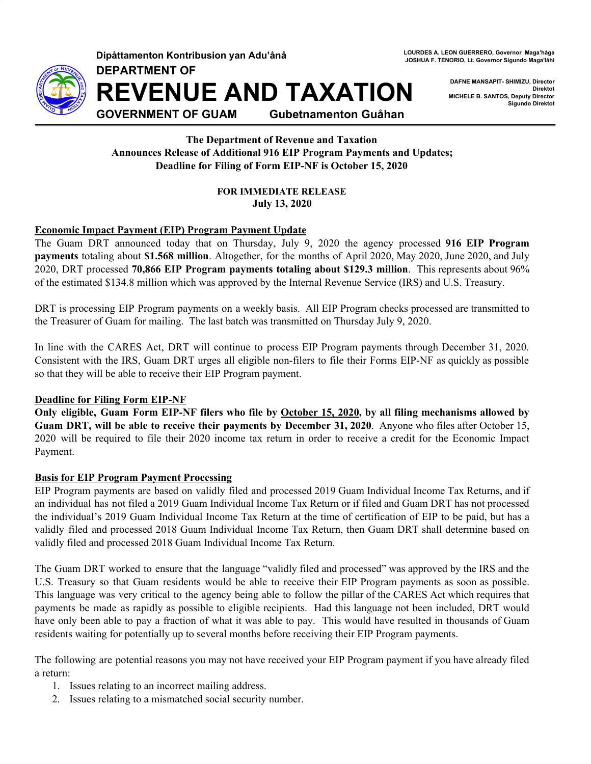Dipåttamenton Kontribusion yan Adu'ånå

**DEPARTMENT OF**

# REVENUE AND TAXATION

**GOVERNMENT OF GUAM** **Gubetnamenton Guåhan**

**LOURDES A. LEON GUERRERO, Governor Maga'håga**
**JOSHUA F. TENORIO, Lt. Governor Sigundo Maga'låhi**

**DAFNE MANSAPIT- SHIMIZU, Director**
**Direktot**
**MICHELE B. SANTOS, Deputy Director**
**Sigundo Direktot**

**The Department of Revenue and Taxation**
**Announces Release of Additional 916 EIP Program Payments and Updates;**
**Deadline for Filing of Form EIP-NF is October 15, 2020**

**FOR IMMEDIATE RELEASE**
**July 13, 2020**

## Economic Impact Payment (EIP) Program Payment Update

The Guam DRT announced today that on Thursday, July 9, 2020 the agency processed **916 EIP Program payments** totaling about **$1.568 million**. Altogether, for the months of April 2020, May 2020, June 2020, and July 2020, DRT processed **70,866 EIP Program payments totaling about $129.3 million**. This represents about 96% of the estimated $134.8 million which was approved by the Internal Revenue Service (IRS) and U.S. Treasury.

DRT is processing EIP Program payments on a weekly basis. All EIP Program checks processed are transmitted to the Treasurer of Guam for mailing. The last batch was transmitted on Thursday July 9, 2020.

In line with the CARES Act, DRT will continue to process EIP Program payments through December 31, 2020. Consistent with the IRS, Guam DRT urges all eligible non-filers to file their Forms EIP-NF as quickly as possible so that they will be able to receive their EIP Program payment.

## Deadline for Filing Form EIP-NF

**Only eligible, Guam Form EIP-NF filers who file by October 15, 2020, by all filing mechanisms allowed by Guam DRT, will be able to receive their payments by December 31, 2020**. Anyone who files after October 15, 2020 will be required to file their 2020 income tax return in order to receive a credit for the Economic Impact Payment.

## Basis for EIP Program Payment Processing

EIP Program payments are based on validly filed and processed 2019 Guam Individual Income Tax Returns, and if an individual has not filed a 2019 Guam Individual Income Tax Return or if filed and Guam DRT has not processed the individual's 2019 Guam Individual Income Tax Return at the time of certification of EIP to be paid, but has a validly filed and processed 2018 Guam Individual Income Tax Return, then Guam DRT shall determine based on validly filed and processed 2018 Guam Individual Income Tax Return.

The Guam DRT worked to ensure that the language "validly filed and processed" was approved by the IRS and the U.S. Treasury so that Guam residents would be able to receive their EIP Program payments as soon as possible. This language was very critical to the agency being able to follow the pillar of the CARES Act which requires that payments be made as rapidly as possible to eligible recipients. Had this language not been included, DRT would have only been able to pay a fraction of what it was able to pay. This would have resulted in thousands of Guam residents waiting for potentially up to several months before receiving their EIP Program payments.

The following are potential reasons you may not have received your EIP Program payment if you have already filed a return:

1. Issues relating to an incorrect mailing address.
2. Issues relating to a mismatched social security number.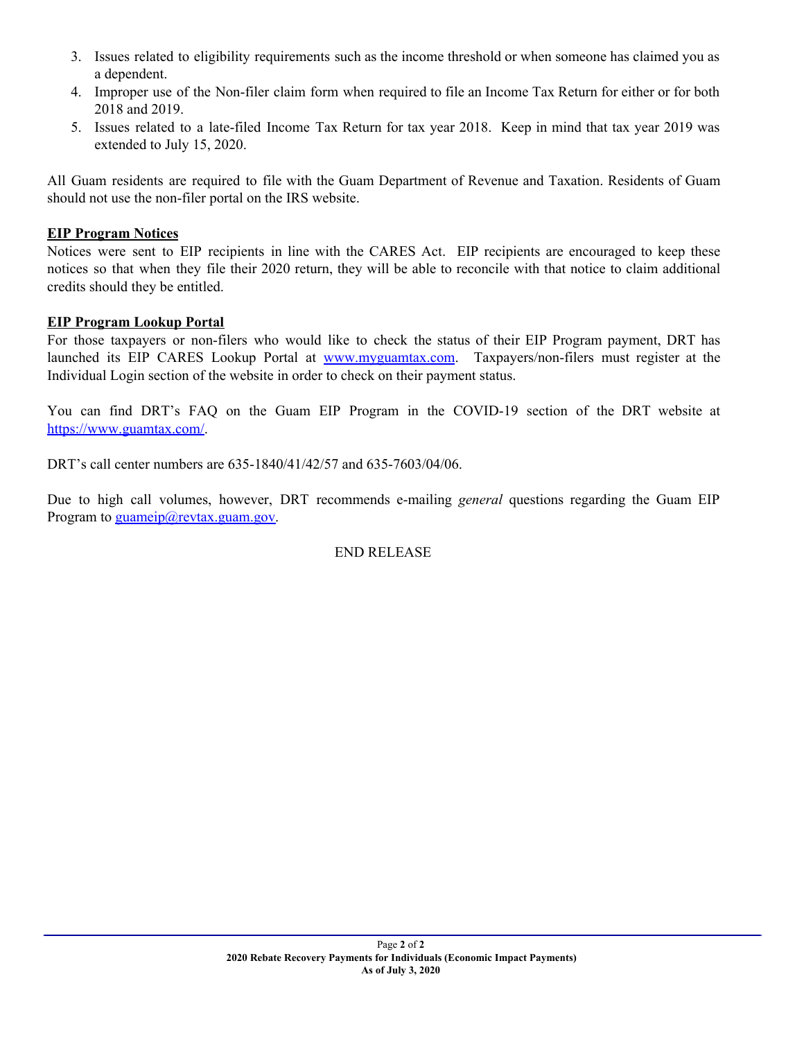3. Issues related to eligibility requirements such as the income threshold or when someone has claimed you as a dependent.
4. Improper use of the Non-filer claim form when required to file an Income Tax Return for either or for both 2018 and 2019.
5. Issues related to a late-filed Income Tax Return for tax year 2018. Keep in mind that tax year 2019 was extended to July 15, 2020.

All Guam residents are required to file with the Guam Department of Revenue and Taxation. Residents of Guam should not use the non-filer portal on the IRS website.

**EIP Program Notices**

Notices were sent to EIP recipients in line with the CARES Act. EIP recipients are encouraged to keep these notices so that when they file their 2020 return, they will be able to reconcile with that notice to claim additional credits should they be entitled.

**EIP Program Lookup Portal**

For those taxpayers or non-filers who would like to check the status of their EIP Program payment, DRT has launched its EIP CARES Lookup Portal at www.myguamtax.com. Taxpayers/non-filers must register at the Individual Login section of the website in order to check on their payment status.

You can find DRT's FAQ on the Guam EIP Program in the COVID-19 section of the DRT website at https://www.guamtax.com/.

DRT's call center numbers are 635-1840/41/42/57 and 635-7603/04/06.

Due to high call volumes, however, DRT recommends e-mailing *general* questions regarding the Guam EIP Program to guameip@revtax.guam.gov.

END RELEASE